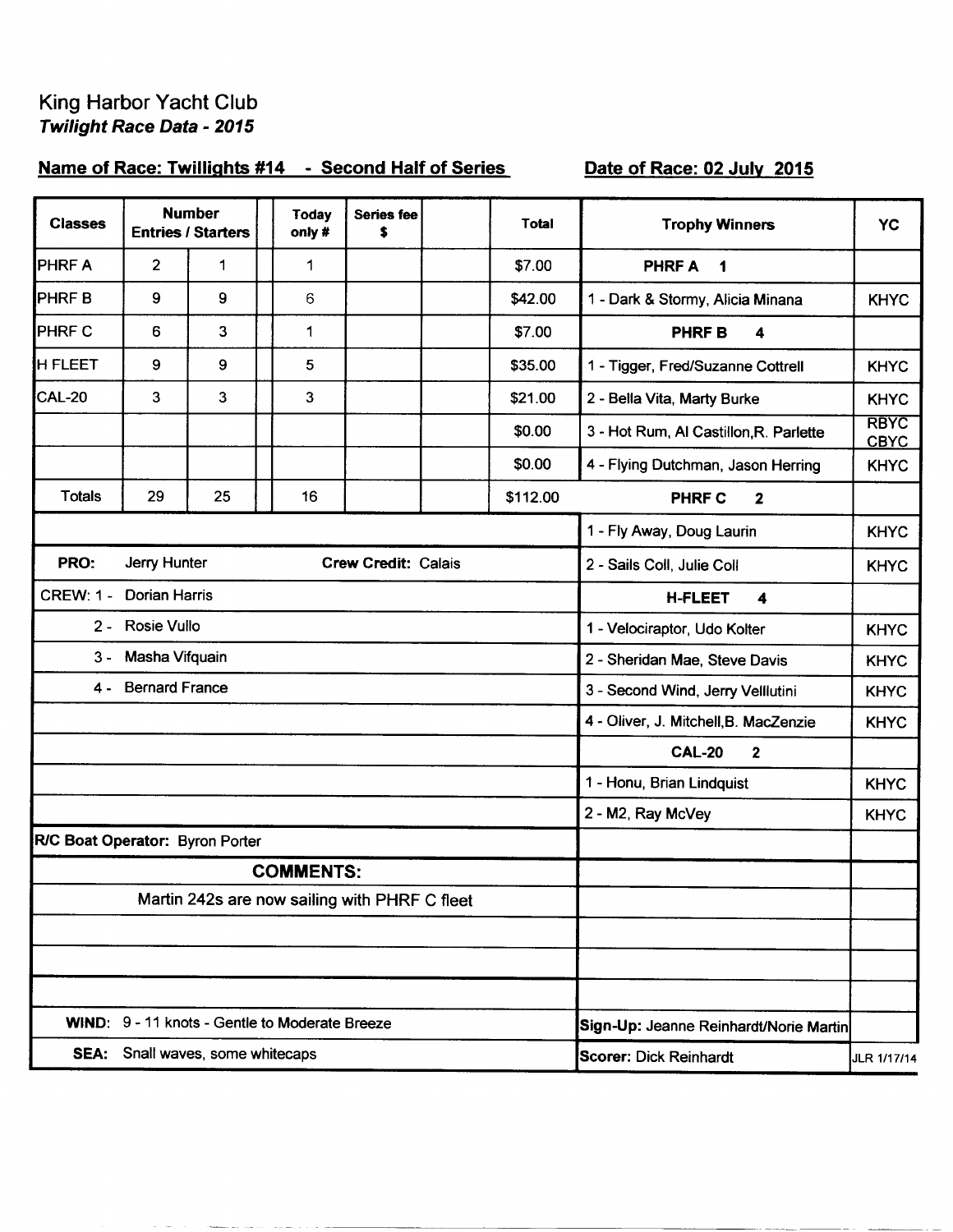# King Harbor Yacht Club

***Twilight Race Data - 2015***

**Name of Race: Twillights #14 - Second Half of Series** | **Date of Race: 02 July 2015**

| Classes | Number Entries / Starters | | | Today only # | Series fee $ | | Total |
|---|---|---|---|---|---|---|---|
| PHRF A | 2 | 1 | | 1 | | | $7.00 |
| PHRF B | 9 | 9 | | 6 | | | $42.00 |
| PHRF C | 6 | 3 | | 1 | | | $7.00 |
| H FLEET | 9 | 9 | | 5 | | | $35.00 |
| CAL-20 | 3 | 3 | | 3 | | | $21.00 |
| | | | | | | | $0.00 |
| | | | | | | | $0.00 |
| Totals | 29 | 25 | | 16 | | | $112.00 |

**PRO:** Jerry Hunter **Crew Credit:** Calais

CREW:
1 - Dorian Harris
2 - Rosie Vullo
3 - Masha Vifquain
4 - Bernard France

**R/C Boat Operator:** Byron Porter

**COMMENTS:**

Martin 242s are now sailing with PHRF C fleet

**WIND:** 9 - 11 knots - Gentle to Moderate Breeze

**SEA:** Snall waves, some whitecaps

| Trophy Winners | YC |
|---|---|
| **PHRF A 1** | |
| 1 - Dark & Stormy, Alicia Minana | KHYC |
| **PHRF B 4** | |
| 1 - Tigger, Fred/Suzanne Cottrell | KHYC |
| 2 - Bella Vita, Marty Burke | KHYC |
| 3 - Hot Rum, Al Castillon, R. Parlette | RBYC CBYC |
| 4 - Flying Dutchman, Jason Herring | KHYC |
| **PHRF C 2** | |
| 1 - Fly Away, Doug Laurin | KHYC |
| 2 - Sails Coll, Julie Coll | KHYC |
| **H-FLEET 4** | |
| 1 - Velociraptor, Udo Kolter | KHYC |
| 2 - Sheridan Mae, Steve Davis | KHYC |
| 3 - Second Wind, Jerry Velllutini | KHYC |
| 4 - Oliver, J. Mitchell, B. MacZenzie | KHYC |
| **CAL-20 2** | |
| 1 - Honu, Brian Lindquist | KHYC |
| 2 - M2, Ray McVey | KHYC |

**Sign-Up:** Jeanne Reinhardt/Norie Martin

**Scorer:** Dick Reinhardt

JLR 1/17/14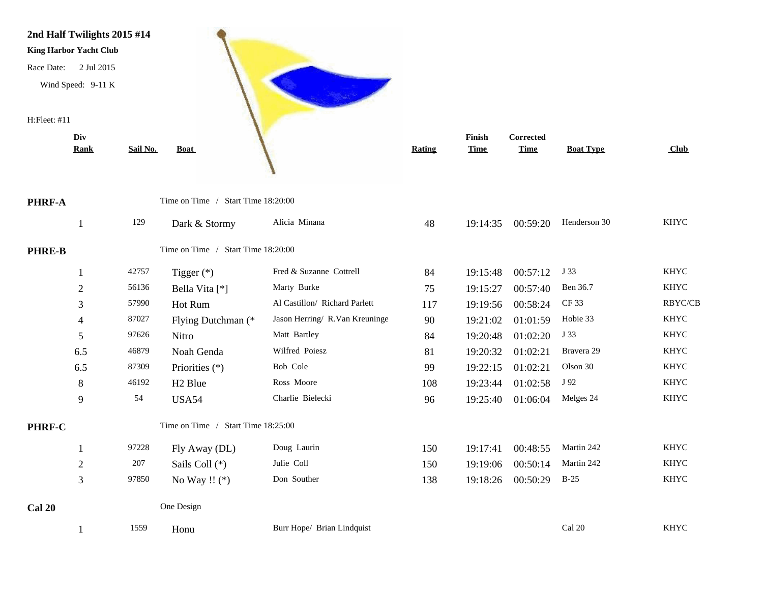**2nd Half Twilights 2015 #14**

**King Harbor Yacht Club**

Race Date: 2 Jul 2015

Wind Speed: 9-11 K

H:Fleet: #11

| Div Rank | Sail No. | Boat | | Rating | Finish Time | Corrected Time | Boat Type | Club |
|---|---|---|---|---|---|---|---|---|
| **PHRF-A** | | Time on Time / Start Time 18:20:00 | | | | | | |
| 1 | 129 | Dark & Stormy | Alicia Minana | 48 | 19:14:35 | 00:59:20 | Henderson 30 | KHYC |
| **PHRE-B** | | Time on Time / Start Time 18:20:00 | | | | | | |
| 1 | 42757 | Tigger (*) | Fred & Suzanne Cottrell | 84 | 19:15:48 | 00:57:12 | J 33 | KHYC |
| 2 | 56136 | Bella Vita [*] | Marty Burke | 75 | 19:15:27 | 00:57:40 | Ben 36.7 | KHYC |
| 3 | 57990 | Hot Rum | Al Castillon/ Richard Parlett | 117 | 19:19:56 | 00:58:24 | CF 33 | RBYC/CB |
| 4 | 87027 | Flying Dutchman (* | Jason Herring/ R.Van Kreuninge | 90 | 19:21:02 | 01:01:59 | Hobie 33 | KHYC |
| 5 | 97626 | Nitro | Matt Bartley | 84 | 19:20:48 | 01:02:20 | J 33 | KHYC |
| 6.5 | 46879 | Noah Genda | Wilfred Poiesz | 81 | 19:20:32 | 01:02:21 | Bravera 29 | KHYC |
| 6.5 | 87309 | Priorities (*) | Bob Cole | 99 | 19:22:15 | 01:02:21 | Olson 30 | KHYC |
| 8 | 46192 | H2 Blue | Ross Moore | 108 | 19:23:44 | 01:02:58 | J 92 | KHYC |
| 9 | 54 | USA54 | Charlie Bielecki | 96 | 19:25:40 | 01:06:04 | Melges 24 | KHYC |
| **PHRF-C** | | Time on Time / Start Time 18:25:00 | | | | | | |
| 1 | 97228 | Fly Away (DL) | Doug Laurin | 150 | 19:17:41 | 00:48:55 | Martin 242 | KHYC |
| 2 | 207 | Sails Coll (*) | Julie Coll | 150 | 19:19:06 | 00:50:14 | Martin 242 | KHYC |
| 3 | 97850 | No Way !! (*) | Don Souther | 138 | 19:18:26 | 00:50:29 | B-25 | KHYC |
| **Cal 20** | | One Design | | | | | | |
| 1 | 1559 | Honu | Burr Hope/ Brian Lindquist | | | | Cal 20 | KHYC |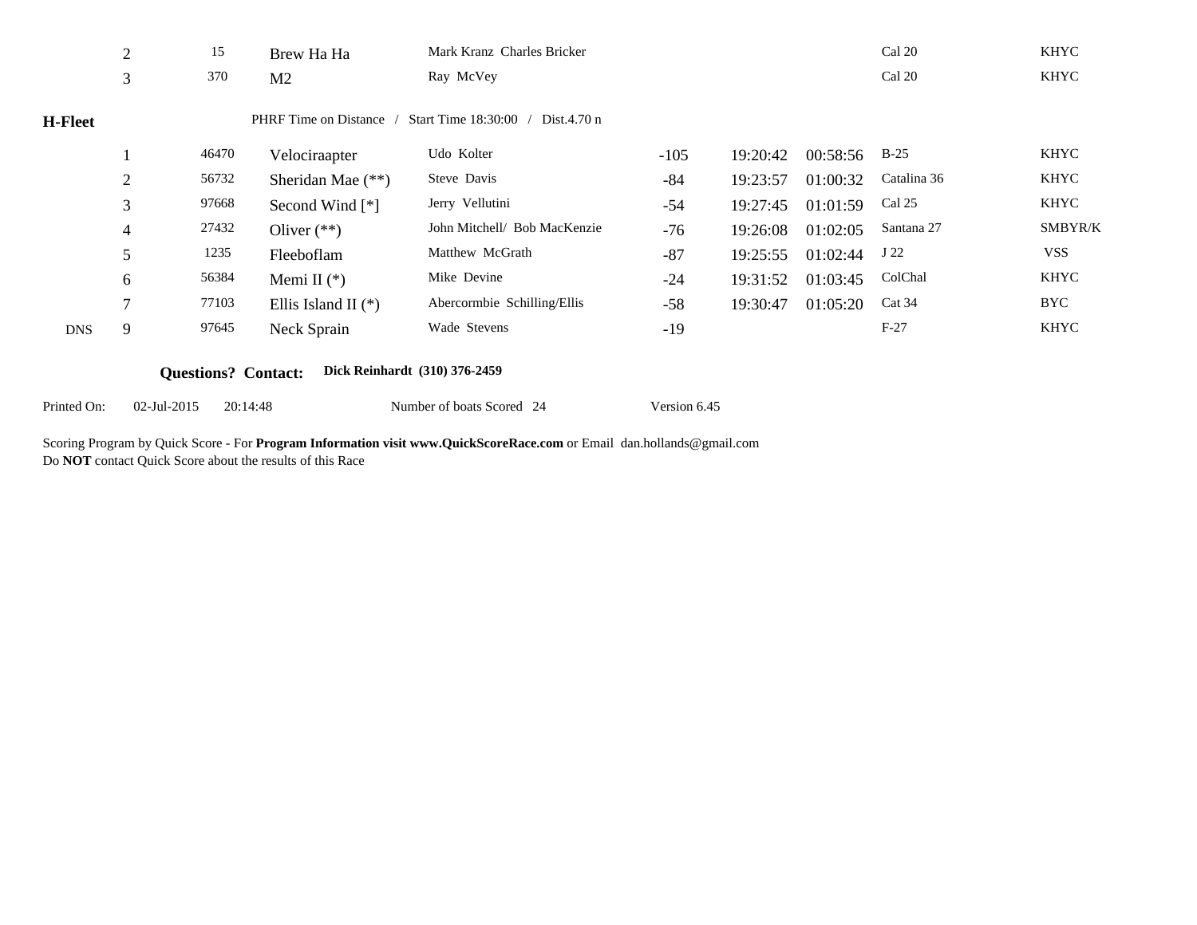| | | | | | | | | | |
|---|---|---|---|---|---|---|---|---|---|
| | 2 | 15 | Brew Ha Ha | Mark Kranz Charles Bricker | | | | Cal 20 | KHYC |
| | 3 | 370 | M2 | Ray McVey | | | | Cal 20 | KHYC |

**H-Fleet** PHRF Time on Distance / Start Time 18:30:00 / Dist.4.70 n

| | | | | | | | | | |
|---|---|---|---|---|---|---|---|---|---|
| | 1 | 46470 | Velociraapter | Udo Kolter | -105 | 19:20:42 | 00:58:56 | B-25 | KHYC |
| | 2 | 56732 | Sheridan Mae (**) | Steve Davis | -84 | 19:23:57 | 01:00:32 | Catalina 36 | KHYC |
| | 3 | 97668 | Second Wind [*] | Jerry Vellutini | -54 | 19:27:45 | 01:01:59 | Cal 25 | KHYC |
| | 4 | 27432 | Oliver (**) | John Mitchell/ Bob MacKenzie | -76 | 19:26:08 | 01:02:05 | Santana 27 | SMBYR/K |
| | 5 | 1235 | Fleeboflam | Matthew McGrath | -87 | 19:25:55 | 01:02:44 | J 22 | VSS |
| | 6 | 56384 | Memi II (*) | Mike Devine | -24 | 19:31:52 | 01:03:45 | ColChal | KHYC |
| | 7 | 77103 | Ellis Island II (*) | Abercormbie Schilling/Ellis | -58 | 19:30:47 | 01:05:20 | Cat 34 | BYC |
| DNS | 9 | 97645 | Neck Sprain | Wade Stevens | -19 | | | F-27 | KHYC |

**Questions? Contact:** **Dick Reinhardt (310) 376-2459**

Printed On: 02-Jul-2015 20:14:48 Number of boats Scored 24 Version 6.45

Scoring Program by Quick Score - For **Program Information visit www.QuickScoreRace.com** or Email dan.hollands@gmail.com
Do **NOT** contact Quick Score about the results of this Race